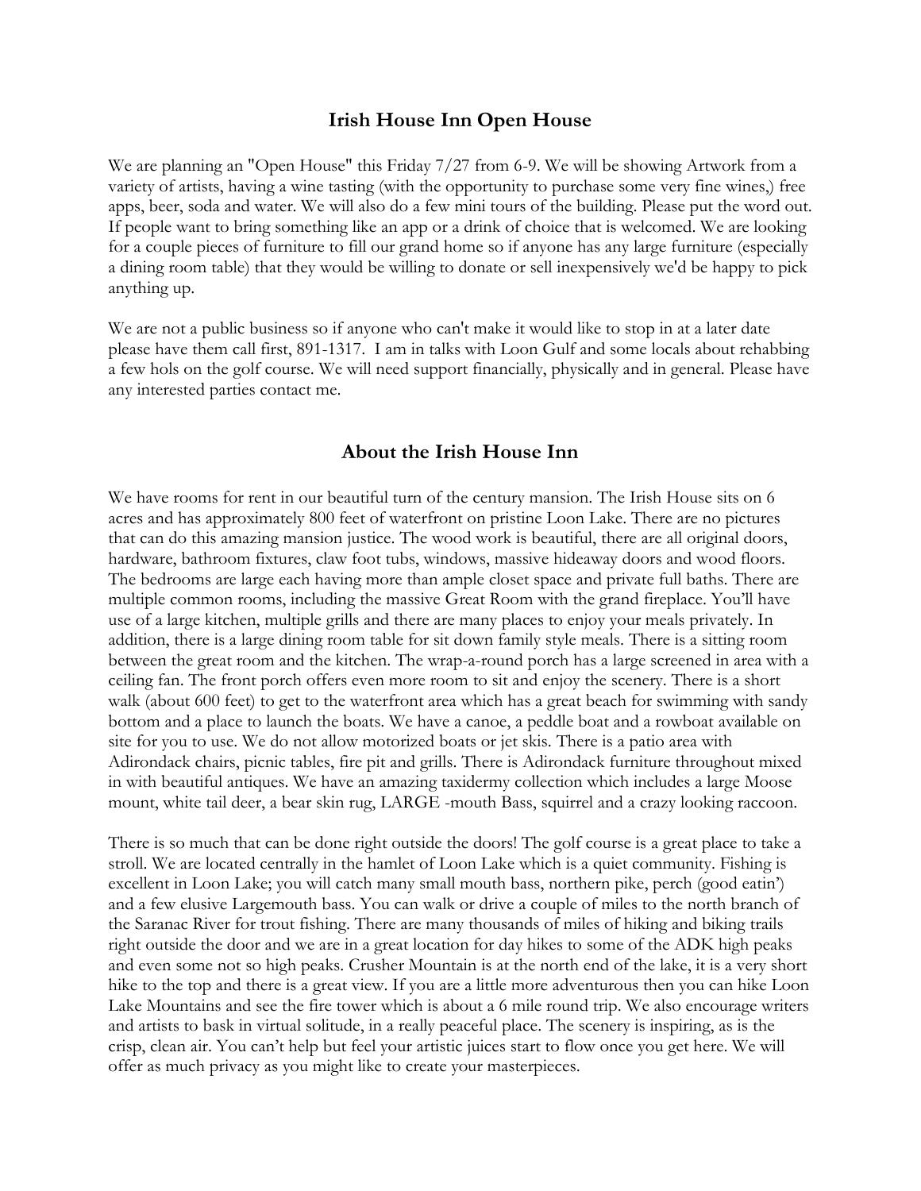## Irish House Inn Open House

We are planning an "Open House" this Friday 7/27 from 6-9. We will be showing Artwork from a variety of artists, having a wine tasting (with the opportunity to purchase some very fine wines,) free apps, beer, soda and water. We will also do a few mini tours of the building. Please put the word out. If people want to bring something like an app or a drink of choice that is welcomed. We are looking for a couple pieces of furniture to fill our grand home so if anyone has any large furniture (especially a dining room table) that they would be willing to donate or sell inexpensively we'd be happy to pick anything up.

We are not a public business so if anyone who can't make it would like to stop in at a later date please have them call first, 891-1317. I am in talks with Loon Gulf and some locals about rehabbing a few hols on the golf course. We will need support financially, physically and in general. Please have any interested parties contact me.

## About the Irish House Inn

We have rooms for rent in our beautiful turn of the century mansion. The Irish House sits on 6 acres and has approximately 800 feet of waterfront on pristine Loon Lake. There are no pictures that can do this amazing mansion justice. The wood work is beautiful, there are all original doors, hardware, bathroom fixtures, claw foot tubs, windows, massive hideaway doors and wood floors. The bedrooms are large each having more than ample closet space and private full baths. There are multiple common rooms, including the massive Great Room with the grand fireplace. You'll have use of a large kitchen, multiple grills and there are many places to enjoy your meals privately. In addition, there is a large dining room table for sit down family style meals. There is a sitting room between the great room and the kitchen. The wrap-a-round porch has a large screened in area with a ceiling fan. The front porch offers even more room to sit and enjoy the scenery. There is a short walk (about 600 feet) to get to the waterfront area which has a great beach for swimming with sandy bottom and a place to launch the boats. We have a canoe, a peddle boat and a rowboat available on site for you to use. We do not allow motorized boats or jet skis. There is a patio area with Adirondack chairs, picnic tables, fire pit and grills. There is Adirondack furniture throughout mixed in with beautiful antiques. We have an amazing taxidermy collection which includes a large Moose mount, white tail deer, a bear skin rug, LARGE -mouth Bass, squirrel and a crazy looking raccoon.

There is so much that can be done right outside the doors! The golf course is a great place to take a stroll. We are located centrally in the hamlet of Loon Lake which is a quiet community. Fishing is excellent in Loon Lake; you will catch many small mouth bass, northern pike, perch (good eatin') and a few elusive Largemouth bass. You can walk or drive a couple of miles to the north branch of the Saranac River for trout fishing. There are many thousands of miles of hiking and biking trails right outside the door and we are in a great location for day hikes to some of the ADK high peaks and even some not so high peaks. Crusher Mountain is at the north end of the lake, it is a very short hike to the top and there is a great view. If you are a little more adventurous then you can hike Loon Lake Mountains and see the fire tower which is about a 6 mile round trip. We also encourage writers and artists to bask in virtual solitude, in a really peaceful place. The scenery is inspiring, as is the crisp, clean air. You can't help but feel your artistic juices start to flow once you get here. We will offer as much privacy as you might like to create your masterpieces.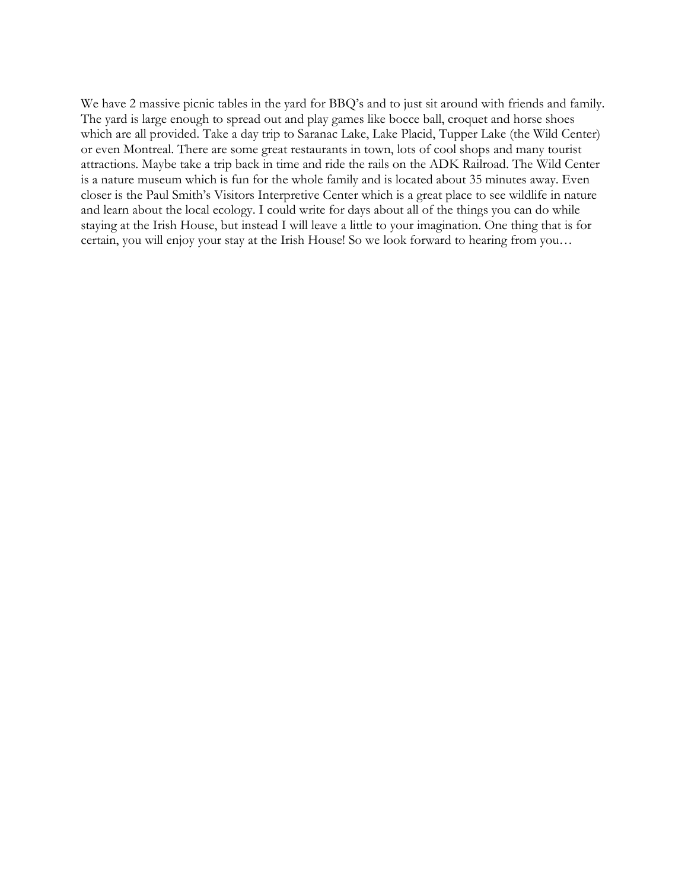We have 2 massive picnic tables in the yard for BBQ's and to just sit around with friends and family. The yard is large enough to spread out and play games like bocce ball, croquet and horse shoes which are all provided. Take a day trip to Saranac Lake, Lake Placid, Tupper Lake (the Wild Center) or even Montreal. There are some great restaurants in town, lots of cool shops and many tourist attractions. Maybe take a trip back in time and ride the rails on the ADK Railroad. The Wild Center is a nature museum which is fun for the whole family and is located about 35 minutes away. Even closer is the Paul Smith's Visitors Interpretive Center which is a great place to see wildlife in nature and learn about the local ecology. I could write for days about all of the things you can do while staying at the Irish House, but instead I will leave a little to your imagination. One thing that is for certain, you will enjoy your stay at the Irish House! So we look forward to hearing from you…